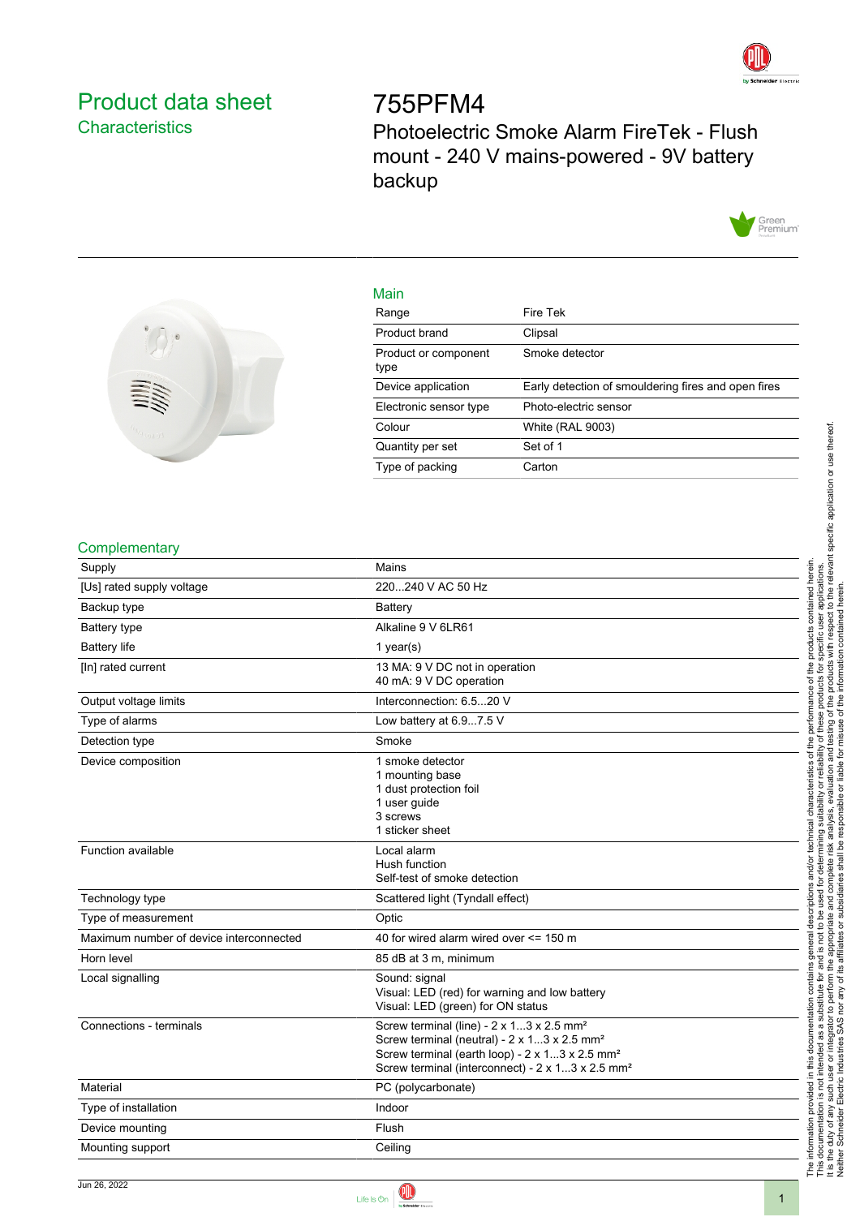# Product data sheet

## Characteristics

# 755PFM4

Photoelectric Smoke Alarm FireTek - Flush mount - 240 V mains-powered - 9V battery backup

## Main

| | |
|---|---|
| Range | Fire Tek |
| Product brand | Clipsal |
| Product or component type | Smoke detector |
| Device application | Early detection of smouldering fires and open fires |
| Electronic sensor type | Photo-electric sensor |
| Colour | White (RAL 9003) |
| Quantity per set | Set of 1 |
| Type of packing | Carton |

## Complementary

| | |
|---|---|
| Supply | Mains |
| [Us] rated supply voltage | 220...240 V AC 50 Hz |
| Backup type | Battery |
| Battery type | Alkaline 9 V 6LR61 |
| Battery life | 1 year(s) |
| [In] rated current | 13 MA: 9 V DC not in operation<br>40 mA: 9 V DC operation |
| Output voltage limits | Interconnection: 6.5...20 V |
| Type of alarms | Low battery at 6.9...7.5 V |
| Detection type | Smoke |
| Device composition | 1 smoke detector<br>1 mounting base<br>1 dust protection foil<br>1 user guide<br>3 screws<br>1 sticker sheet |
| Function available | Local alarm<br>Hush function<br>Self-test of smoke detection |
| Technology type | Scattered light (Tyndall effect) |
| Type of measurement | Optic |
| Maximum number of device interconnected | 40 for wired alarm wired over <= 150 m |
| Horn level | 85 dB at 3 m, minimum |
| Local signalling | Sound: signal<br>Visual: LED (red) for warning and low battery<br>Visual: LED (green) for ON status |
| Connections - terminals | Screw terminal (line) - 2 x 1...3 x 2.5 mm²<br>Screw terminal (neutral) - 2 x 1...3 x 2.5 mm²<br>Screw terminal (earth loop) - 2 x 1...3 x 2.5 mm²<br>Screw terminal (interconnect) - 2 x 1...3 x 2.5 mm² |
| Material | PC (polycarbonate) |
| Type of installation | Indoor |
| Device mounting | Flush |
| Mounting support | Ceiling |

The information provided in this documentation contains general descriptions and/or technical characteristics of the performance of the products contained herein. This documentation is not intended as a substitute for and is not to be used for determining suitability or reliability of these products for specific user applications. It is the duty of any such user or integrator to perform the appropriate and complete risk analysis, evaluation and testing of the products with respect to the relevant specific application or use thereof. Neither Schneider Electric Industries SAS nor any of its affiliates or subsidiaries shall be responsible or liable for misuse of the information contained herein.

Jun 26, 2022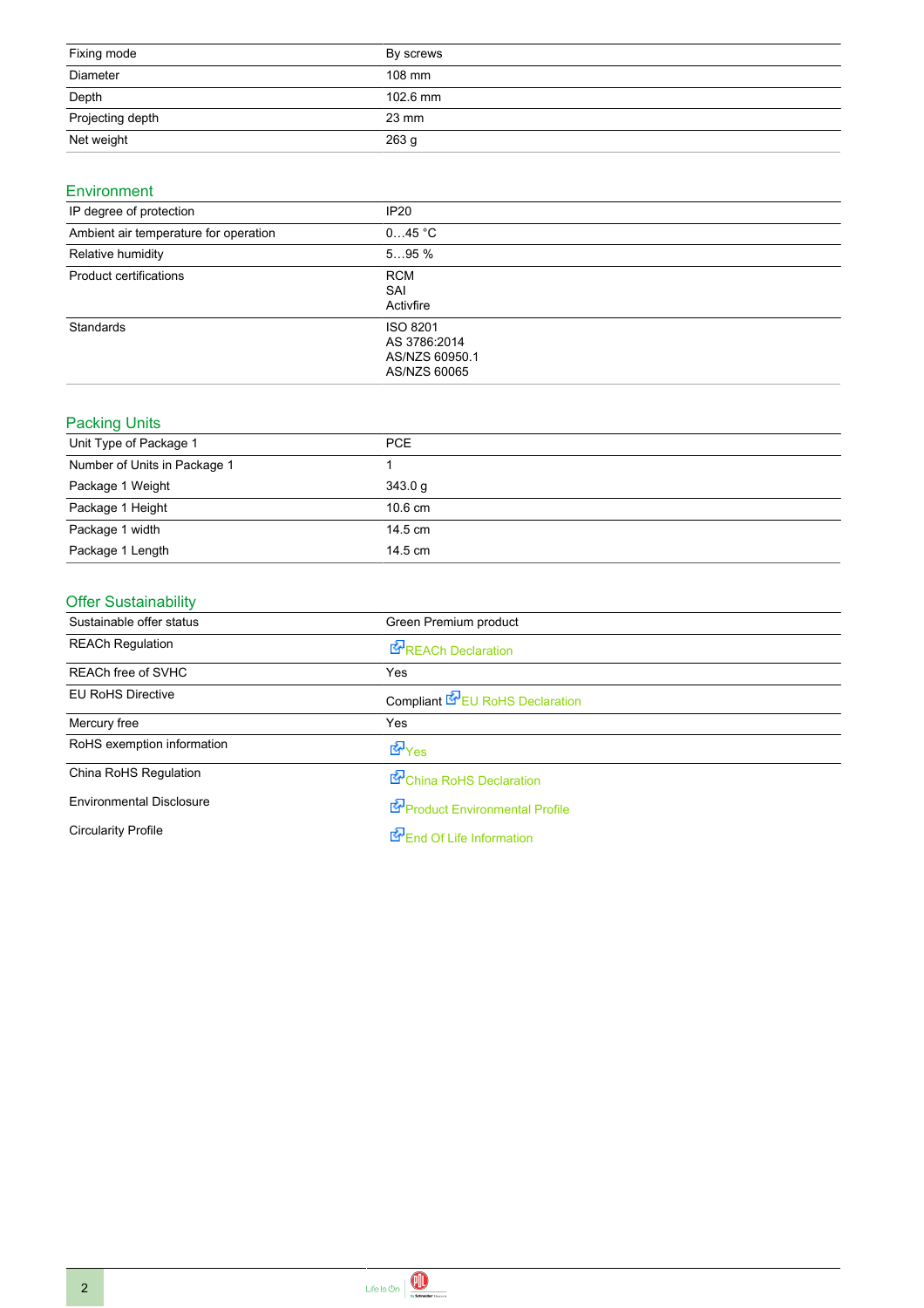| | |
|---|---|
| Fixing mode | By screws |
| Diameter | 108 mm |
| Depth | 102.6 mm |
| Projecting depth | 23 mm |
| Net weight | 263 g |

## Environment

| | |
|---|---|
| IP degree of protection | IP20 |
| Ambient air temperature for operation | 0…45 °C |
| Relative humidity | 5…95 % |
| Product certifications | RCM<br>SAI<br>Activfire |
| Standards | ISO 8201<br>AS 3786:2014<br>AS/NZS 60950.1<br>AS/NZS 60065 |

## Packing Units

| | |
|---|---|
| Unit Type of Package 1 | PCE |
| Number of Units in Package 1 | 1 |
| Package 1 Weight | 343.0 g |
| Package 1 Height | 10.6 cm |
| Package 1 width | 14.5 cm |
| Package 1 Length | 14.5 cm |

## Offer Sustainability

| | |
|---|---|
| Sustainable offer status | Green Premium product |
| REACh Regulation | REACh Declaration |
| REACh free of SVHC | Yes |
| EU RoHS Directive | Compliant EU RoHS Declaration |
| Mercury free | Yes |
| RoHS exemption information | Yes |
| China RoHS Regulation | China RoHS Declaration |
| Environmental Disclosure | Product Environmental Profile |
| Circularity Profile | End Of Life Information |